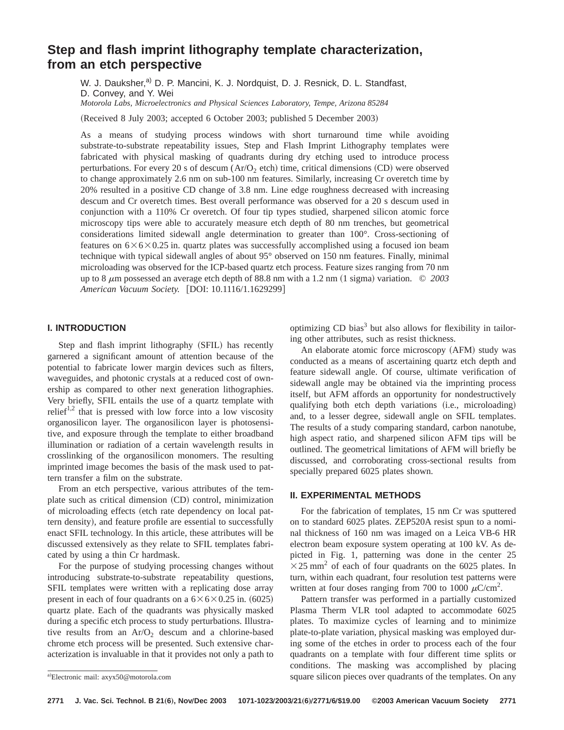# Step and flash imprint lithography template characterization, from an etch perspective

W. J. Dauksher,[a] D. P. Mancini, K. J. Nordquist, D. J. Resnick, D. L. Standfast, D. Convey, and Y. Wei

*Motorola Labs, Microelectronics and Physical Sciences Laboratory, Tempe, Arizona 85284*

(Received 8 July 2003; accepted 6 October 2003; published 5 December 2003)

As a means of studying process windows with short turnaround time while avoiding substrate-to-substrate repeatability issues, Step and Flash Imprint Lithography templates were fabricated with physical masking of quadrants during dry etching used to introduce process perturbations. For every 20 s of descum ($Ar/O_2$ etch) time, critical dimensions (CD) were observed to change approximately 2.6 nm on sub-100 nm features. Similarly, increasing Cr overetch time by 20% resulted in a positive CD change of 3.8 nm. Line edge roughness decreased with increasing descum and Cr overetch times. Best overall performance was observed for a 20 s descum used in conjunction with a 110% Cr overetch. Of four tip types studied, sharpened silicon atomic force microscopy tips were able to accurately measure etch depth of 80 nm trenches, but geometrical considerations limited sidewall angle determination to greater than 100°. Cross-sectioning of features on $6\times6\times0.25$ in. quartz plates was successfully accomplished using a focused ion beam technique with typical sidewall angles of about 95° observed on 150 nm features. Finally, minimal microloading was observed for the ICP-based quartz etch process. Feature sizes ranging from 70 nm up to 8 $\mu$m possessed an average etch depth of 88.8 nm with a 1.2 nm (1 sigma) variation. © *2003 American Vacuum Society.* [DOI: 10.1116/1.1629299]

## I. INTRODUCTION

Step and flash imprint lithography (SFIL) has recently garnered a significant amount of attention because of the potential to fabricate lower margin devices such as filters, waveguides, and photonic crystals at a reduced cost of ownership as compared to other next generation lithographies. Very briefly, SFIL entails the use of a quartz template with relief[1,2] that is pressed with low force into a low viscosity organosilicon layer. The organosilicon layer is photosensitive, and exposure through the template to either broadband illumination or radiation of a certain wavelength results in crosslinking of the organosilicon monomers. The resulting imprinted image becomes the basis of the mask used to pattern transfer a film on the substrate.

From an etch perspective, various attributes of the template such as critical dimension (CD) control, minimization of microloading effects (etch rate dependency on local pattern density), and feature profile are essential to successfully enact SFIL technology. In this article, these attributes will be discussed extensively as they relate to SFIL templates fabricated by using a thin Cr hardmask.

For the purpose of studying processing changes without introducing substrate-to-substrate repeatability questions, SFIL templates were written with a replicating dose array present in each of four quadrants on a $6\times6\times0.25$ in. (6025) quartz plate. Each of the quadrants was physically masked during a specific etch process to study perturbations. Illustrative results from an $Ar/O_2$ descum and a chlorine-based chrome etch process will be presented. Such extensive characterization is invaluable in that it provides not only a path to optimizing CD bias[3] but also allows for flexibility in tailoring other attributes, such as resist thickness.

An elaborate atomic force microscopy (AFM) study was conducted as a means of ascertaining quartz etch depth and feature sidewall angle. Of course, ultimate verification of sidewall angle may be obtained via the imprinting process itself, but AFM affords an opportunity for nondestructively qualifying both etch depth variations (i.e., microloading) and, to a lesser degree, sidewall angle on SFIL templates. The results of a study comparing standard, carbon nanotube, high aspect ratio, and sharpened silicon AFM tips will be outlined. The geometrical limitations of AFM will briefly be discussed, and corroborating cross-sectional results from specially prepared 6025 plates shown.

## II. EXPERIMENTAL METHODS

For the fabrication of templates, 15 nm Cr was sputtered on to standard 6025 plates. ZEP520A resist spun to a nominal thickness of 160 nm was imaged on a Leica VB-6 HR electron beam exposure system operating at 100 kV. As depicted in Fig. 1, patterning was done in the center $25\times25$ mm$^2$ of each of four quadrants on the 6025 plates. In turn, within each quadrant, four resolution test patterns were written at four doses ranging from 700 to 1000 $\mu$C/cm$^2$.

Pattern transfer was performed in a partially customized Plasma Therm VLR tool adapted to accommodate 6025 plates. To maximize cycles of learning and to minimize plate-to-plate variation, physical masking was employed during some of the etches in order to process each of the four quadrants on a template with four different time splits or conditions. The masking was accomplished by placing square silicon pieces over quadrants of the templates. On any

[a]Electronic mail: axyx50@motorola.com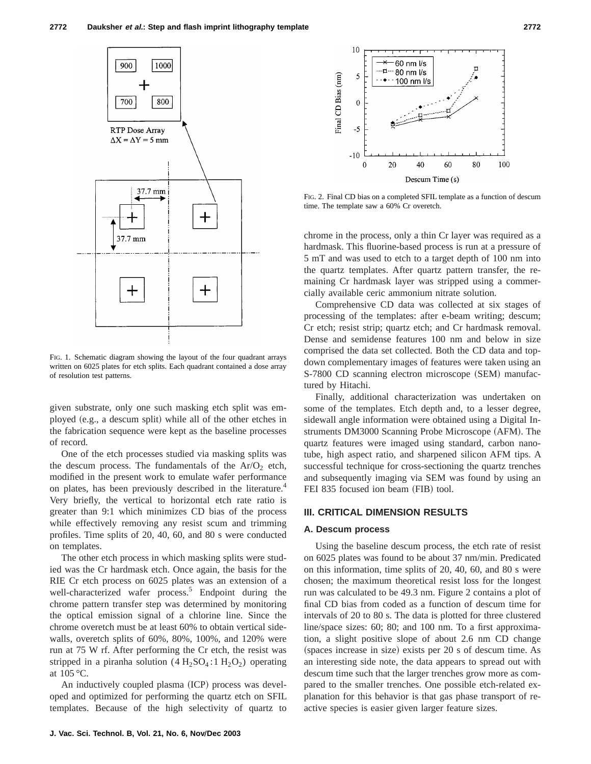900

1000

700

800

RTP Dose Array
$\Delta X = \Delta Y = 5$ mm

37.7 mm

37.7 mm

FIG. 1. Schematic diagram showing the layout of the four quadrant arrays written on 6025 plates for etch splits. Each quadrant contained a dose array of resolution test patterns.

given substrate, only one such masking etch split was employed (e.g., a descum split) while all of the other etches in the fabrication sequence were kept as the baseline processes of record.

One of the etch processes studied via masking splits was the descum process. The fundamentals of the $Ar/O_2$ etch, modified in the present work to emulate wafer performance on plates, has been previously described in the literature.[4] Very briefly, the vertical to horizontal etch rate ratio is greater than 9:1 which minimizes CD bias of the process while effectively removing any resist scum and trimming profiles. Time splits of 20, 40, 60, and 80 s were conducted on templates.

The other etch process in which masking splits were studied was the Cr hardmask etch. Once again, the basis for the RIE Cr etch process on 6025 plates was an extension of a well-characterized wafer process.[5] Endpoint during the chrome pattern transfer step was determined by monitoring the optical emission signal of a chlorine line. Since the chrome overetch must be at least 60% to obtain vertical sidewalls, overetch splits of 60%, 80%, 100%, and 120% were run at 75 W rf. After performing the Cr etch, the resist was stripped in a piranha solution ($4\,H_2SO_4:1\,H_2O_2$) operating at 105 °C.

An inductively coupled plasma (ICP) process was developed and optimized for performing the quartz etch on SFIL templates. Because of the high selectivity of quartz to chrome in the process, only a thin Cr layer was required as a hardmask. This fluorine-based process is run at a pressure of 5 mT and was used to etch to a target depth of 100 nm into the quartz templates. After quartz pattern transfer, the remaining Cr hardmask layer was stripped using a commercially available ceric ammonium nitrate solution.

Comprehensive CD data was collected at six stages of processing of the templates: after e-beam writing; descum; Cr etch; resist strip; quartz etch; and Cr hardmask removal. Dense and semidense features 100 nm and below in size comprised the data set collected. Both the CD data and top-down complementary images of features were taken using an S-7800 CD scanning electron microscope (SEM) manufactured by Hitachi.

Finally, additional characterization was undertaken on some of the templates. Etch depth and, to a lesser degree, sidewall angle information were obtained using a Digital Instruments DM3000 Scanning Probe Microscope (AFM). The quartz features were imaged using standard, carbon nanotube, high aspect ratio, and sharpened silicon AFM tips. A successful technique for cross-sectioning the quartz trenches and subsequently imaging via SEM was found by using an FEI 835 focused ion beam (FIB) tool.

Final CD Bias (nm)

Descum Time (s)

60 nm l/s
80 nm l/s
100 nm l/s

10
5
0
-5
-10

0
20
40
60
80
100

FIG. 2. Final CD bias on a completed SFIL template as a function of descum time. The template saw a 60% Cr overetch.

## III. CRITICAL DIMENSION RESULTS

### A. Descum process

Using the baseline descum process, the etch rate of resist on 6025 plates was found to be about 37 nm/min. Predicated on this information, time splits of 20, 40, 60, and 80 s were chosen; the maximum theoretical resist loss for the longest run was calculated to be 49.3 nm. Figure 2 contains a plot of final CD bias from coded as a function of descum time for intervals of 20 to 80 s. The data is plotted for three clustered line/space sizes: 60; 80; and 100 nm. To a first approximation, a slight positive slope of about 2.6 nm CD change (spaces increase in size) exists per 20 s of descum time. As an interesting side note, the data appears to spread out with descum time such that the larger trenches grow more as compared to the smaller trenches. One possible etch-related explanation for this behavior is that gas phase transport of reactive species is easier given larger feature sizes.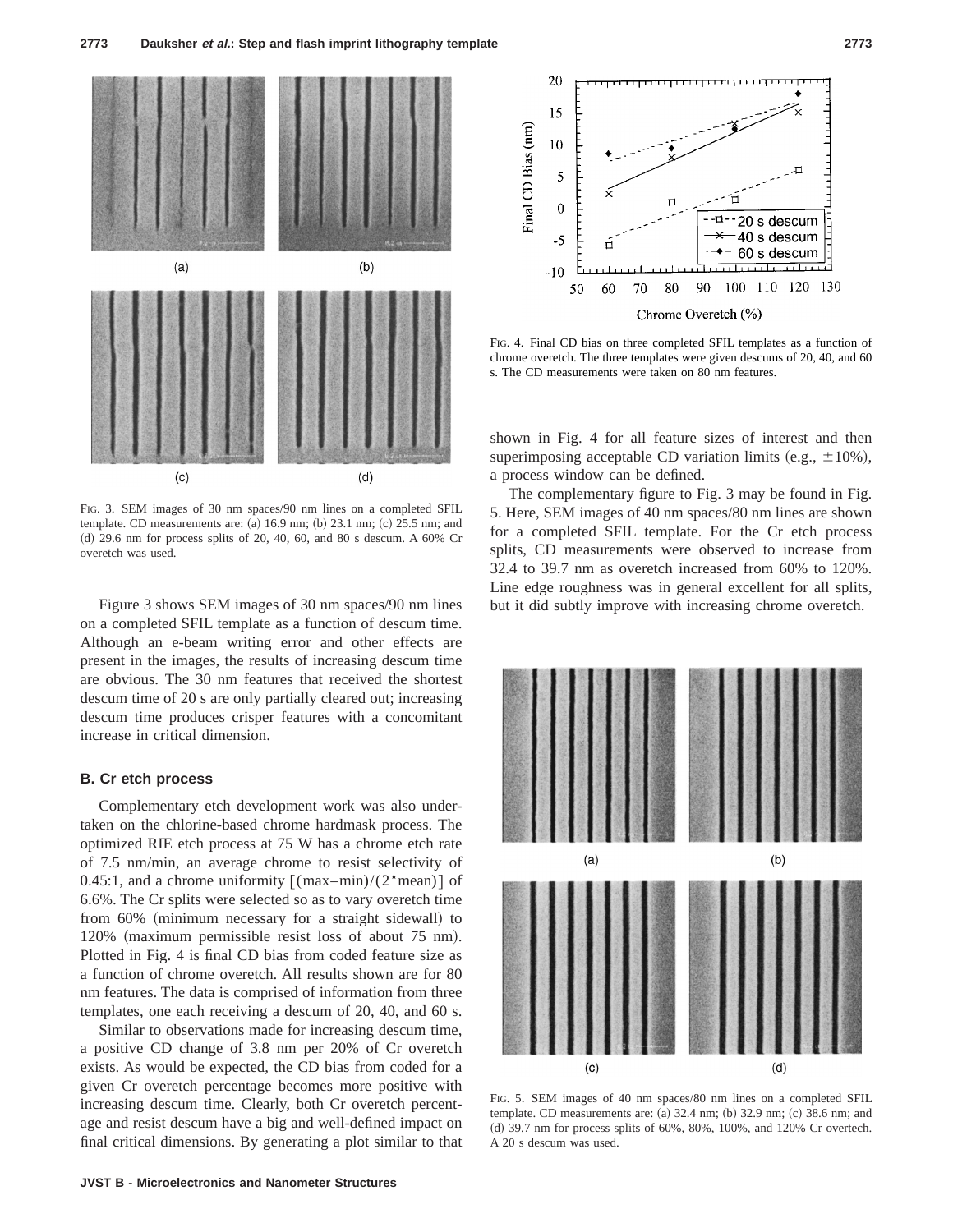FIG. 3. SEM images of 30 nm spaces/90 nm lines on a completed SFIL template. CD measurements are: (a) 16.9 nm; (b) 23.1 nm; (c) 25.5 nm; and (d) 29.6 nm for process splits of 20, 40, 60, and 80 s descum. A 60% Cr overetch was used.

Figure 3 shows SEM images of 30 nm spaces/90 nm lines on a completed SFIL template as a function of descum time. Although an e-beam writing error and other effects are present in the images, the results of increasing descum time are obvious. The 30 nm features that received the shortest descum time of 20 s are only partially cleared out; increasing descum time produces crisper features with a concomitant increase in critical dimension.

### B. Cr etch process

Complementary etch development work was also undertaken on the chlorine-based chrome hardmask process. The optimized RIE etch process at 75 W has a chrome etch rate of 7.5 nm/min, an average chrome to resist selectivity of 0.45:1, and a chrome uniformity [(max–min)/(2*mean)] of 6.6%. The Cr splits were selected so as to vary overetch time from 60% (minimum necessary for a straight sidewall) to 120% (maximum permissible resist loss of about 75 nm). Plotted in Fig. 4 is final CD bias from coded feature size as a function of chrome overetch. All results shown are for 80 nm features. The data is comprised of information from three templates, one each receiving a descum of 20, 40, and 60 s.

Similar to observations made for increasing descum time, a positive CD change of 3.8 nm per 20% of Cr overetch exists. As would be expected, the CD bias from coded for a given Cr overetch percentage becomes more positive with increasing descum time. Clearly, both Cr overetch percentage and resist descum have a big and well-defined impact on final critical dimensions. By generating a plot similar to that

Final CD Bias (nm)
Chrome Overetch (%)
20 s descum
40 s descum
60 s descum

FIG. 4. Final CD bias on three completed SFIL templates as a function of chrome overetch. The three templates were given descums of 20, 40, and 60 s. The CD measurements were taken on 80 nm features.

shown in Fig. 4 for all feature sizes of interest and then superimposing acceptable CD variation limits (e.g., ±10%), a process window can be defined.

The complementary figure to Fig. 3 may be found in Fig. 5. Here, SEM images of 40 nm spaces/80 nm lines are shown for a completed SFIL template. For the Cr etch process splits, CD measurements were observed to increase from 32.4 to 39.7 nm as overetch increased from 60% to 120%. Line edge roughness was in general excellent for all splits, but it did subtly improve with increasing chrome overetch.

FIG. 5. SEM images of 40 nm spaces/80 nm lines on a completed SFIL template. CD measurements are: (a) 32.4 nm; (b) 32.9 nm; (c) 38.6 nm; and (d) 39.7 nm for process splits of 60%, 80%, 100%, and 120% Cr overtech. A 20 s descum was used.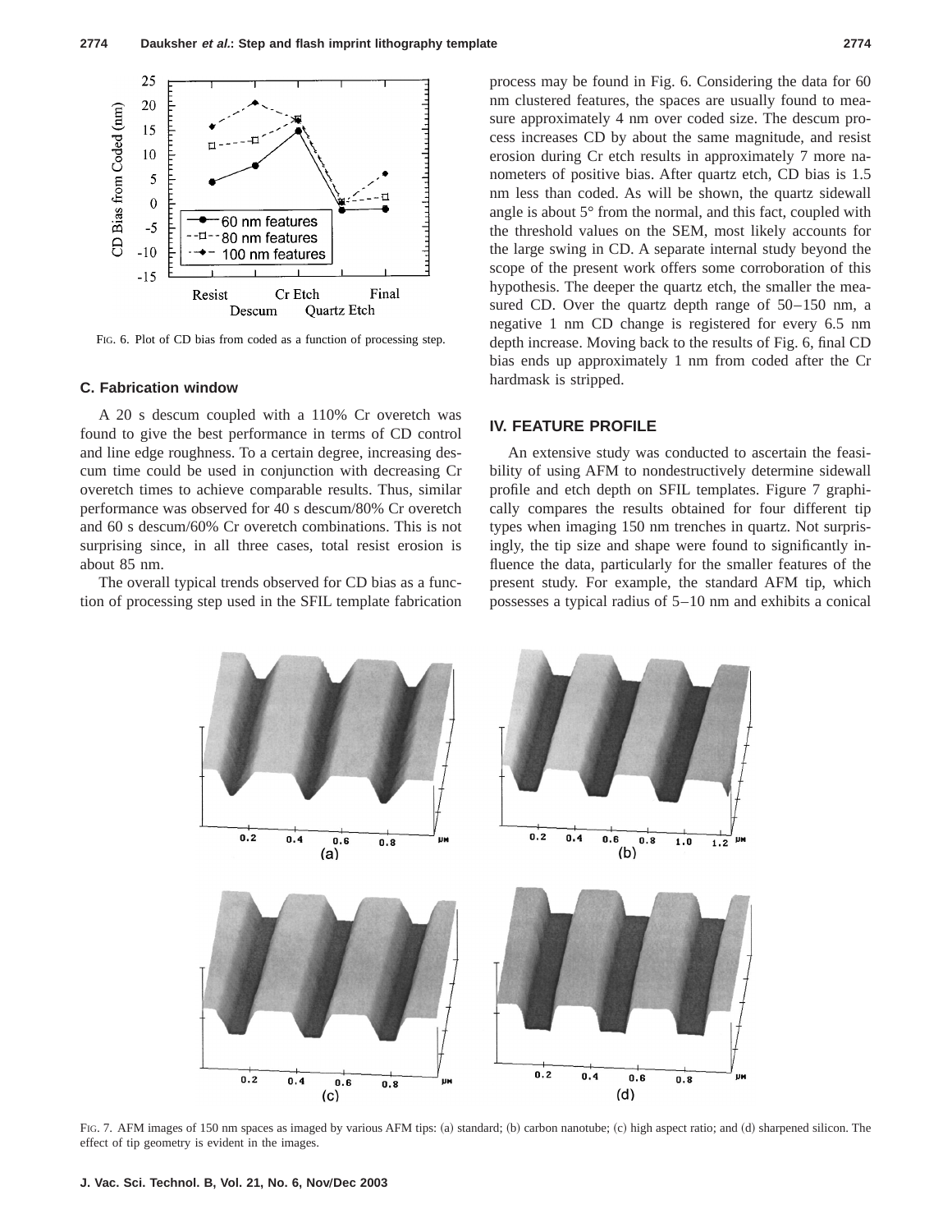25
20
15
10
5
0
-5
-10
-15

CD Bias from Coded (nm)

60 nm features
80 nm features
100 nm features

Resist
Descum
Cr Etch
Quartz Etch
Final

FIG. 6. Plot of CD bias from coded as a function of processing step.

### C. Fabrication window

A 20 s descum coupled with a 110% Cr overetch was found to give the best performance in terms of CD control and line edge roughness. To a certain degree, increasing descum time could be used in conjunction with decreasing Cr overetch times to achieve comparable results. Thus, similar performance was observed for 40 s descum/80% Cr overetch and 60 s descum/60% Cr overetch combinations. This is not surprising since, in all three cases, total resist erosion is about 85 nm.

The overall typical trends observed for CD bias as a function of processing step used in the SFIL template fabrication process may be found in Fig. 6. Considering the data for 60 nm clustered features, the spaces are usually found to measure approximately 4 nm over coded size. The descum process increases CD by about the same magnitude, and resist erosion during Cr etch results in approximately 7 more nanometers of positive bias. After quartz etch, CD bias is 1.5 nm less than coded. As will be shown, the quartz sidewall angle is about 5° from the normal, and this fact, coupled with the threshold values on the SEM, most likely accounts for the large swing in CD. A separate internal study beyond the scope of the present work offers some corroboration of this hypothesis. The deeper the quartz etch, the smaller the measured CD. Over the quartz depth range of 50–150 nm, a negative 1 nm CD change is registered for every 6.5 nm depth increase. Moving back to the results of Fig. 6, final CD bias ends up approximately 1 nm from coded after the Cr hardmask is stripped.

## IV. FEATURE PROFILE

An extensive study was conducted to ascertain the feasibility of using AFM to nondestructively determine sidewall profile and etch depth on SFIL templates. Figure 7 graphically compares the results obtained for four different tip types when imaging 150 nm trenches in quartz. Not surprisingly, the tip size and shape were found to significantly influence the data, particularly for the smaller features of the present study. For example, the standard AFM tip, which possesses a typical radius of 5–10 nm and exhibits a conical

0.2 0.4 0.6 0.8 μm
(a)

0.2 0.4 0.6 0.8 1.0 1.2 μm
(b)

0.2 0.4 0.6 0.8 μm
(c)

0.2 0.4 0.6 0.8 μm
(d)

FIG. 7. AFM images of 150 nm spaces as imaged by various AFM tips: (a) standard; (b) carbon nanotube; (c) high aspect ratio; and (d) sharpened silicon. The effect of tip geometry is evident in the images.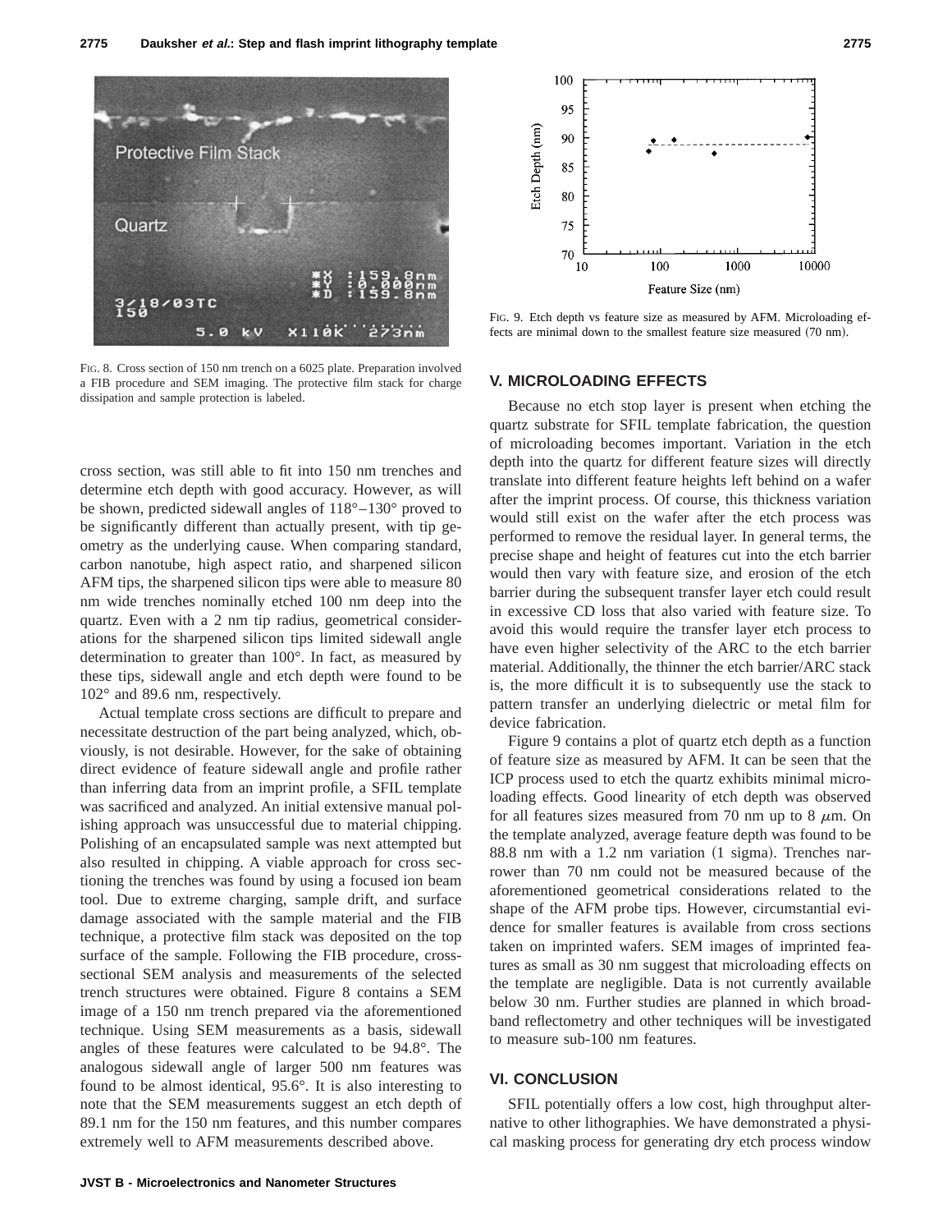Protective Film Stack

Quartz

*X :159.8nm
*Y :0.000nm
*D :159.8nm

3/18/03TC
150

5.0 kV X110K 273nm

FIG. 8. Cross section of 150 nm trench on a 6025 plate. Preparation involved a FIB procedure and SEM imaging. The protective film stack for charge dissipation and sample protection is labeled.

cross section, was still able to fit into 150 nm trenches and determine etch depth with good accuracy. However, as will be shown, predicted sidewall angles of 118°–130° proved to be significantly different than actually present, with tip geometry as the underlying cause. When comparing standard, carbon nanotube, high aspect ratio, and sharpened silicon AFM tips, the sharpened silicon tips were able to measure 80 nm wide trenches nominally etched 100 nm deep into the quartz. Even with a 2 nm tip radius, geometrical considerations for the sharpened silicon tips limited sidewall angle determination to greater than 100°. In fact, as measured by these tips, sidewall angle and etch depth were found to be 102° and 89.6 nm, respectively.

Actual template cross sections are difficult to prepare and necessitate destruction of the part being analyzed, which, obviously, is not desirable. However, for the sake of obtaining direct evidence of feature sidewall angle and profile rather than inferring data from an imprint profile, a SFIL template was sacrificed and analyzed. An initial extensive manual polishing approach was unsuccessful due to material chipping. Polishing of an encapsulated sample was next attempted but also resulted in chipping. A viable approach for cross sectioning the trenches was found by using a focused ion beam tool. Due to extreme charging, sample drift, and surface damage associated with the sample material and the FIB technique, a protective film stack was deposited on the top surface of the sample. Following the FIB procedure, cross-sectional SEM analysis and measurements of the selected trench structures were obtained. Figure 8 contains a SEM image of a 150 nm trench prepared via the aforementioned technique. Using SEM measurements as a basis, sidewall angles of these features were calculated to be 94.8°. The analogous sidewall angle of larger 500 nm features was found to be almost identical, 95.6°. It is also interesting to note that the SEM measurements suggest an etch depth of 89.1 nm for the 150 nm features, and this number compares extremely well to AFM measurements described above.

Etch Depth (nm)
100
95
90
85
80
75
70
10
100
1000
10000
Feature Size (nm)

FIG. 9. Etch depth vs feature size as measured by AFM. Microloading effects are minimal down to the smallest feature size measured (70 nm).

## V. MICROLOADING EFFECTS

Because no etch stop layer is present when etching the quartz substrate for SFIL template fabrication, the question of microloading becomes important. Variation in the etch depth into the quartz for different feature sizes will directly translate into different feature heights left behind on a wafer after the imprint process. Of course, this thickness variation would still exist on the wafer after the etch process was performed to remove the residual layer. In general terms, the precise shape and height of features cut into the etch barrier would then vary with feature size, and erosion of the etch barrier during the subsequent transfer layer etch could result in excessive CD loss that also varied with feature size. To avoid this would require the transfer layer etch process to have even higher selectivity of the ARC to the etch barrier material. Additionally, the thinner the etch barrier/ARC stack is, the more difficult it is to subsequently use the stack to pattern transfer an underlying dielectric or metal film for device fabrication.

Figure 9 contains a plot of quartz etch depth as a function of feature size as measured by AFM. It can be seen that the ICP process used to etch the quartz exhibits minimal microloading effects. Good linearity of etch depth was observed for all features sizes measured from 70 nm up to 8 $\mu$m. On the template analyzed, average feature depth was found to be 88.8 nm with a 1.2 nm variation (1 sigma). Trenches narrower than 70 nm could not be measured because of the aforementioned geometrical considerations related to the shape of the AFM probe tips. However, circumstantial evidence for smaller features is available from cross sections taken on imprinted wafers. SEM images of imprinted features as small as 30 nm suggest that microloading effects on the template are negligible. Data is not currently available below 30 nm. Further studies are planned in which broadband reflectometry and other techniques will be investigated to measure sub-100 nm features.

## VI. CONCLUSION

SFIL potentially offers a low cost, high throughput alternative to other lithographies. We have demonstrated a physical masking process for generating dry etch process window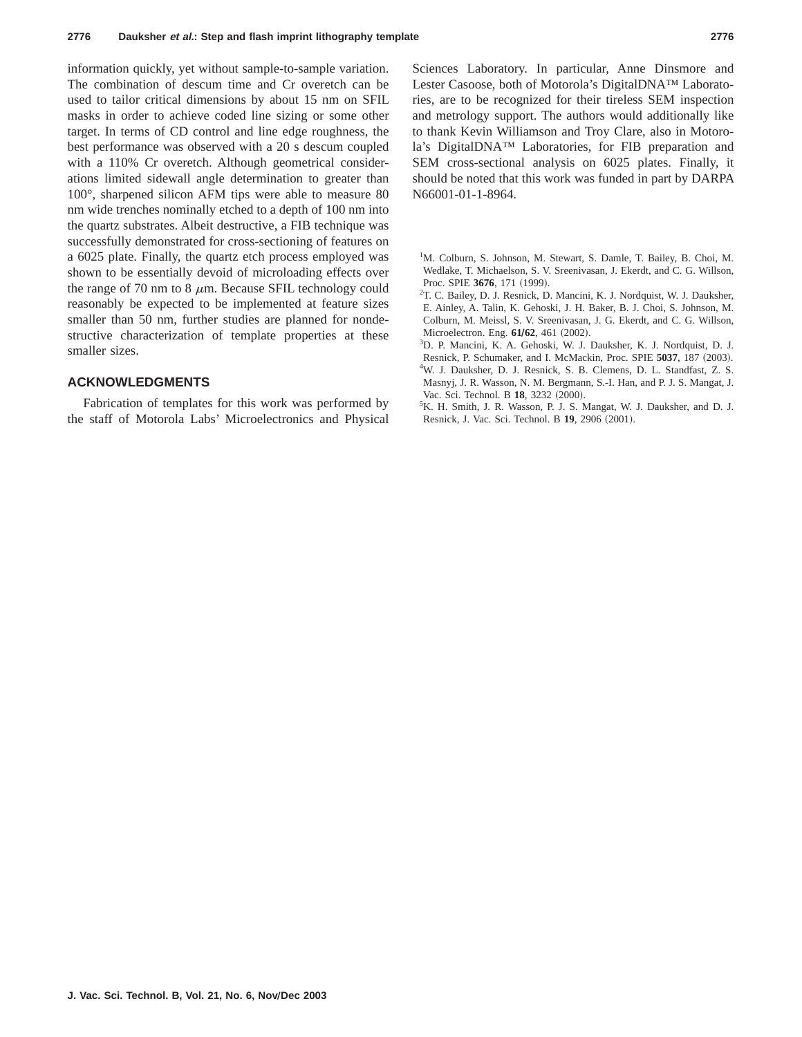information quickly, yet without sample-to-sample variation. The combination of descum time and Cr overetch can be used to tailor critical dimensions by about 15 nm on SFIL masks in order to achieve coded line sizing or some other target. In terms of CD control and line edge roughness, the best performance was observed with a 20 s descum coupled with a 110% Cr overetch. Although geometrical considerations limited sidewall angle determination to greater than 100°, sharpened silicon AFM tips were able to measure 80 nm wide trenches nominally etched to a depth of 100 nm into the quartz substrates. Albeit destructive, a FIB technique was successfully demonstrated for cross-sectioning of features on a 6025 plate. Finally, the quartz etch process employed was shown to be essentially devoid of microloading effects over the range of 70 nm to 8 $\mu$m. Because SFIL technology could reasonably be expected to be implemented at feature sizes smaller than 50 nm, further studies are planned for nondestructive characterization of template properties at these smaller sizes.

## ACKNOWLEDGMENTS

Fabrication of templates for this work was performed by the staff of Motorola Labs' Microelectronics and Physical Sciences Laboratory. In particular, Anne Dinsmore and Lester Casoose, both of Motorola's DigitalDNA™ Laboratories, are to be recognized for their tireless SEM inspection and metrology support. The authors would additionally like to thank Kevin Williamson and Troy Clare, also in Motorola's DigitalDNA™ Laboratories, for FIB preparation and SEM cross-sectional analysis on 6025 plates. Finally, it should be noted that this work was funded in part by DARPA N66001-01-1-8964.

[1] M. Colburn, S. Johnson, M. Stewart, S. Damle, T. Bailey, B. Choi, M. Wedlake, T. Michaelson, S. V. Sreenivasan, J. Ekerdt, and C. G. Willson, Proc. SPIE **3676**, 171 (1999).

[2] T. C. Bailey, D. J. Resnick, D. Mancini, K. J. Nordquist, W. J. Dauksher, E. Ainley, A. Talin, K. Gehoski, J. H. Baker, B. J. Choi, S. Johnson, M. Colburn, M. Meissl, S. V. Sreenivasan, J. G. Ekerdt, and C. G. Willson, Microelectron. Eng. **61/62**, 461 (2002).

[3] D. P. Mancini, K. A. Gehoski, W. J. Dauksher, K. J. Nordquist, D. J. Resnick, P. Schumaker, and I. McMackin, Proc. SPIE **5037**, 187 (2003).

[4] W. J. Dauksher, D. J. Resnick, S. B. Clemens, D. L. Standfast, Z. S. Masnyj, J. R. Wasson, N. M. Bergmann, S.-I. Han, and P. J. S. Mangat, J. Vac. Sci. Technol. B **18**, 3232 (2000).

[5] K. H. Smith, J. R. Wasson, P. J. S. Mangat, W. J. Dauksher, and D. J. Resnick, J. Vac. Sci. Technol. B **19**, 2906 (2001).